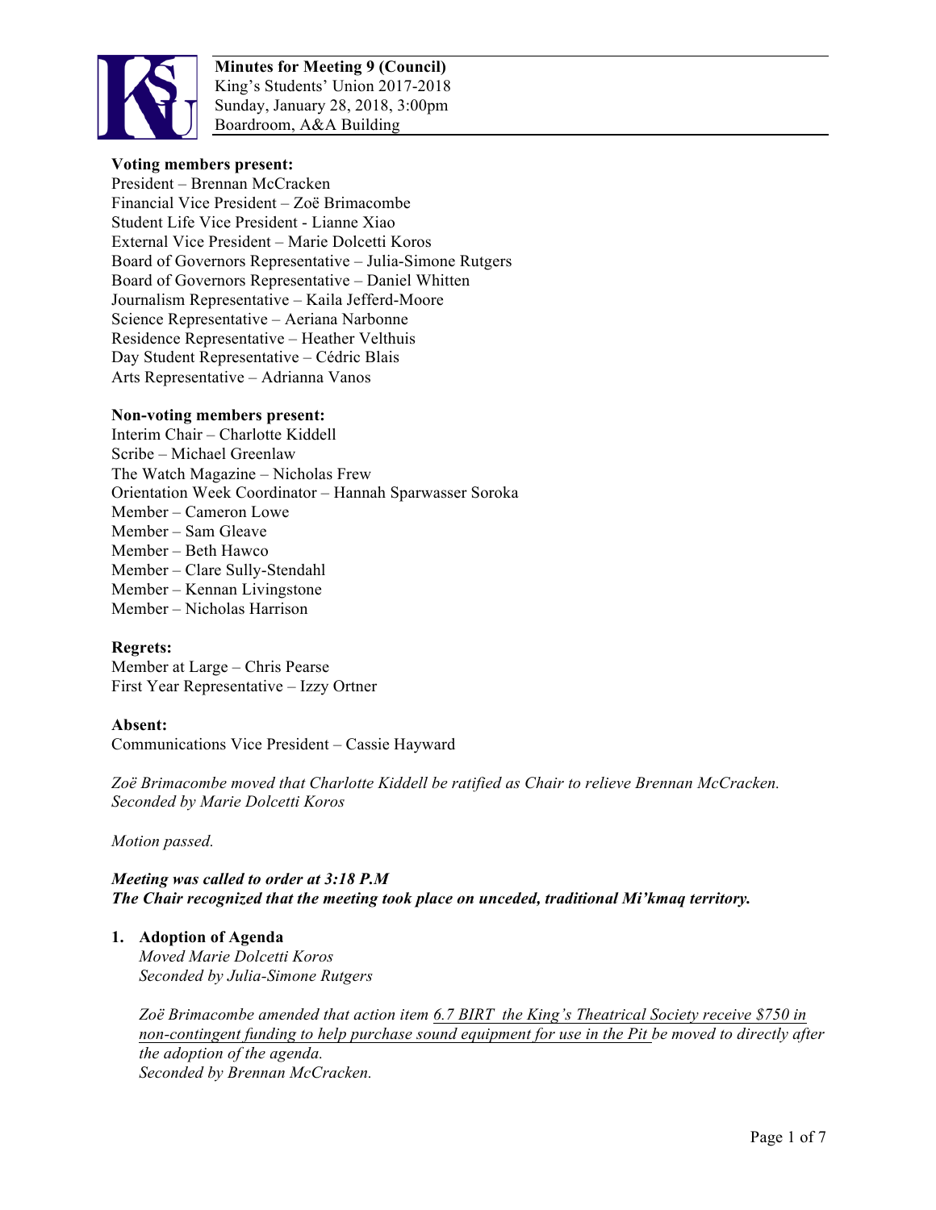**Minutes for Meeting 9 (Council)**
King's Students' Union 2017-2018
Sunday, January 28, 2018, 3:00pm
Boardroom, A&A Building

**Voting members present:**
President – Brennan McCracken
Financial Vice President – Zoë Brimacombe
Student Life Vice President - Lianne Xiao
External Vice President – Marie Dolcetti Koros
Board of Governors Representative – Julia-Simone Rutgers
Board of Governors Representative – Daniel Whitten
Journalism Representative – Kaila Jefferd-Moore
Science Representative – Aeriana Narbonne
Residence Representative – Heather Velthuis
Day Student Representative – Cédric Blais
Arts Representative – Adrianna Vanos

**Non-voting members present:**
Interim Chair – Charlotte Kiddell
Scribe – Michael Greenlaw
The Watch Magazine – Nicholas Frew
Orientation Week Coordinator – Hannah Sparwasser Soroka
Member – Cameron Lowe
Member – Sam Gleave
Member – Beth Hawco
Member – Clare Sully-Stendahl
Member – Kennan Livingstone
Member – Nicholas Harrison

**Regrets:**
Member at Large – Chris Pearse
First Year Representative – Izzy Ortner

**Absent:**
Communications Vice President – Cassie Hayward

*Zoë Brimacombe moved that Charlotte Kiddell be ratified as Chair to relieve Brennan McCracken. Seconded by Marie Dolcetti Koros*

*Motion passed.*

***Meeting was called to order at 3:18 P.M***
***The Chair recognized that the meeting took place on unceded, traditional Mi'kmaq territory.***

**1. Adoption of Agenda**

*Moved Marie Dolcetti Koros*
*Seconded by Julia-Simone Rutgers*

*Zoë Brimacombe amended that action item 6.7 BIRT the King's Theatrical Society receive $750 in non-contingent funding to help purchase sound equipment for use in the Pit be moved to directly after the adoption of the agenda.*
*Seconded by Brennan McCracken.*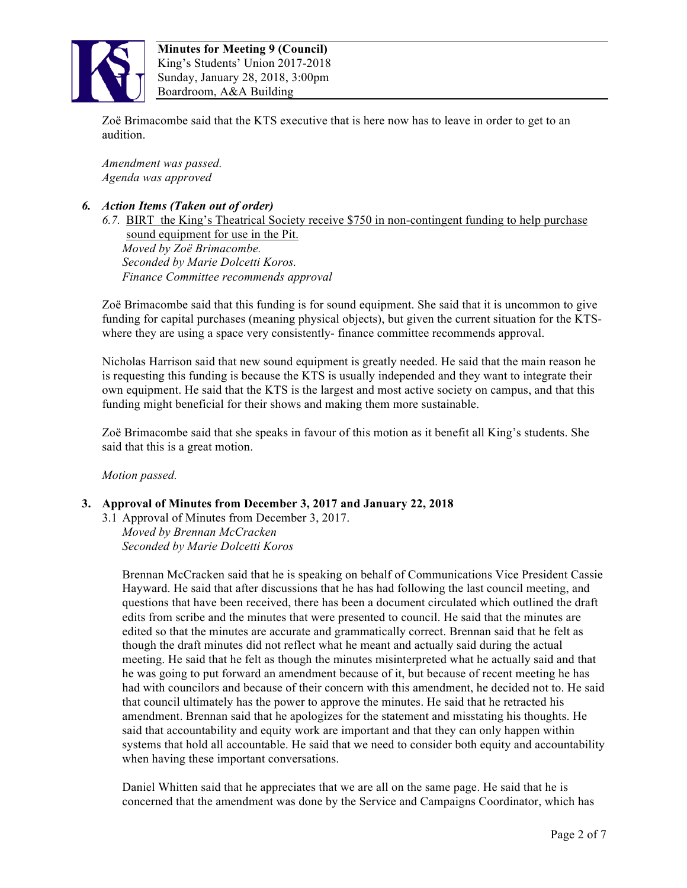Zoë Brimacombe said that the KTS executive that is here now has to leave in order to get to an audition.

*Amendment was passed.*
*Agenda was approved*

### *6. Action Items (Taken out of order)*

*6.7.* BIRT the King's Theatrical Society receive $750 in non-contingent funding to help purchase sound equipment for use in the Pit.
*Moved by Zoë Brimacombe.*
*Seconded by Marie Dolcetti Koros.*
*Finance Committee recommends approval*

Zoë Brimacombe said that this funding is for sound equipment. She said that it is uncommon to give funding for capital purchases (meaning physical objects), but given the current situation for the KTS- where they are using a space very consistently- finance committee recommends approval.

Nicholas Harrison said that new sound equipment is greatly needed. He said that the main reason he is requesting this funding is because the KTS is usually independed and they want to integrate their own equipment. He said that the KTS is the largest and most active society on campus, and that this funding might beneficial for their shows and making them more sustainable.

Zoë Brimacombe said that she speaks in favour of this motion as it benefit all King's students. She said that this is a great motion.

*Motion passed.*

### 3. Approval of Minutes from December 3, 2017 and January 22, 2018

3.1 Approval of Minutes from December 3, 2017.
*Moved by Brennan McCracken*
*Seconded by Marie Dolcetti Koros*

Brennan McCracken said that he is speaking on behalf of Communications Vice President Cassie Hayward. He said that after discussions that he has had following the last council meeting, and questions that have been received, there has been a document circulated which outlined the draft edits from scribe and the minutes that were presented to council. He said that the minutes are edited so that the minutes are accurate and grammatically correct. Brennan said that he felt as though the draft minutes did not reflect what he meant and actually said during the actual meeting. He said that he felt as though the minutes misinterpreted what he actually said and that he was going to put forward an amendment because of it, but because of recent meeting he has had with councilors and because of their concern with this amendment, he decided not to. He said that council ultimately has the power to approve the minutes. He said that he retracted his amendment. Brennan said that he apologizes for the statement and misstating his thoughts. He said that accountability and equity work are important and that they can only happen within systems that hold all accountable. He said that we need to consider both equity and accountability when having these important conversations.

Daniel Whitten said that he appreciates that we are all on the same page. He said that he is concerned that the amendment was done by the Service and Campaigns Coordinator, which has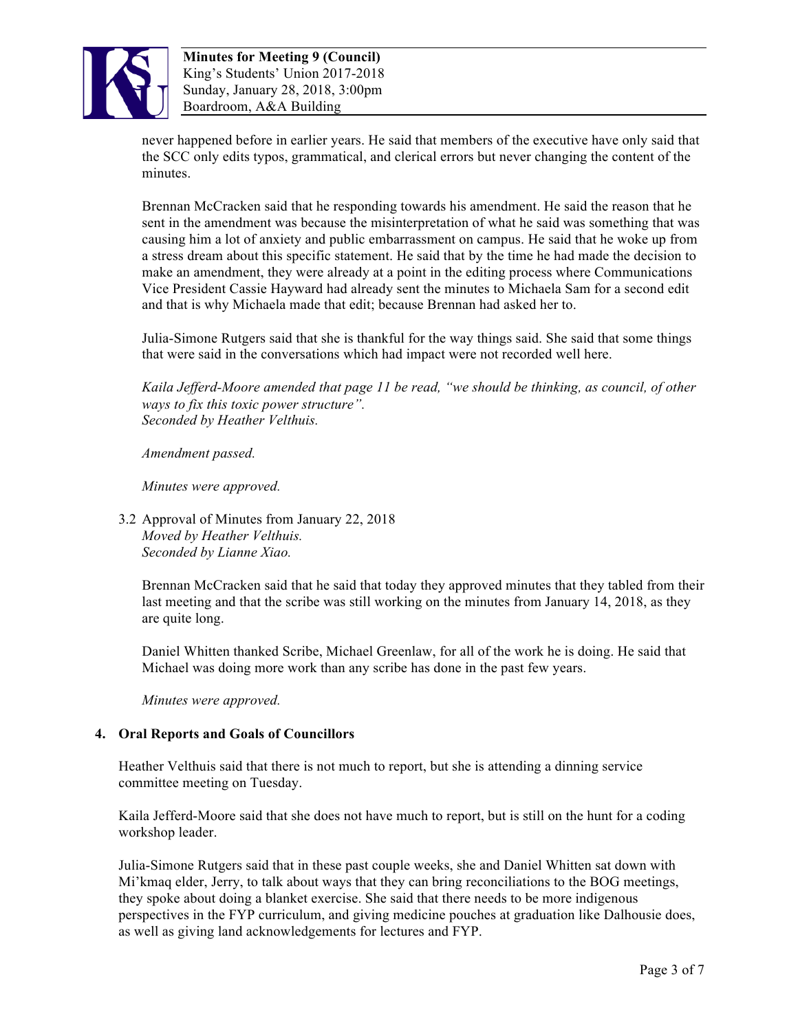never happened before in earlier years. He said that members of the executive have only said that the SCC only edits typos, grammatical, and clerical errors but never changing the content of the minutes.

Brennan McCracken said that he responding towards his amendment. He said the reason that he sent in the amendment was because the misinterpretation of what he said was something that was causing him a lot of anxiety and public embarrassment on campus. He said that he woke up from a stress dream about this specific statement. He said that by the time he had made the decision to make an amendment, they were already at a point in the editing process where Communications Vice President Cassie Hayward had already sent the minutes to Michaela Sam for a second edit and that is why Michaela made that edit; because Brennan had asked her to.

Julia-Simone Rutgers said that she is thankful for the way things said. She said that some things that were said in the conversations which had impact were not recorded well here.

*Kaila Jefferd-Moore amended that page 11 be read, "we should be thinking, as council, of other ways to fix this toxic power structure".*
*Seconded by Heather Velthuis.*

*Amendment passed.*

*Minutes were approved.*

3.2 Approval of Minutes from January 22, 2018
*Moved by Heather Velthuis.*
*Seconded by Lianne Xiao.*

Brennan McCracken said that he said that today they approved minutes that they tabled from their last meeting and that the scribe was still working on the minutes from January 14, 2018, as they are quite long.

Daniel Whitten thanked Scribe, Michael Greenlaw, for all of the work he is doing. He said that Michael was doing more work than any scribe has done in the past few years.

*Minutes were approved.*

## 4. Oral Reports and Goals of Councillors

Heather Velthuis said that there is not much to report, but she is attending a dinning service committee meeting on Tuesday.

Kaila Jefferd-Moore said that she does not have much to report, but is still on the hunt for a coding workshop leader.

Julia-Simone Rutgers said that in these past couple weeks, she and Daniel Whitten sat down with Mi'kmaq elder, Jerry, to talk about ways that they can bring reconciliations to the BOG meetings, they spoke about doing a blanket exercise. She said that there needs to be more indigenous perspectives in the FYP curriculum, and giving medicine pouches at graduation like Dalhousie does, as well as giving land acknowledgements for lectures and FYP.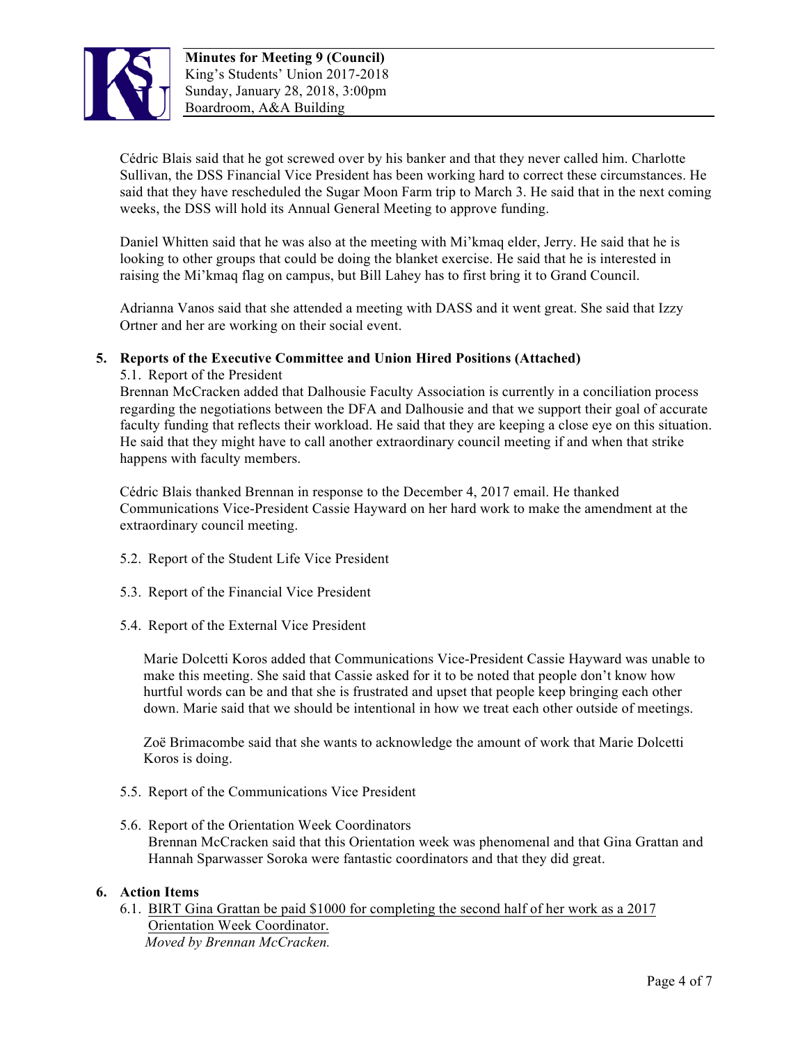Cédric Blais said that he got screwed over by his banker and that they never called him. Charlotte Sullivan, the DSS Financial Vice President has been working hard to correct these circumstances. He said that they have rescheduled the Sugar Moon Farm trip to March 3. He said that in the next coming weeks, the DSS will hold its Annual General Meeting to approve funding.

Daniel Whitten said that he was also at the meeting with Mi'kmaq elder, Jerry. He said that he is looking to other groups that could be doing the blanket exercise. He said that he is interested in raising the Mi'kmaq flag on campus, but Bill Lahey has to first bring it to Grand Council.

Adrianna Vanos said that she attended a meeting with DASS and it went great. She said that Izzy Ortner and her are working on their social event.

**5. Reports of the Executive Committee and Union Hired Positions (Attached)**

5.1. Report of the President

Brennan McCracken added that Dalhousie Faculty Association is currently in a conciliation process regarding the negotiations between the DFA and Dalhousie and that we support their goal of accurate faculty funding that reflects their workload. He said that they are keeping a close eye on this situation. He said that they might have to call another extraordinary council meeting if and when that strike happens with faculty members.

Cédric Blais thanked Brennan in response to the December 4, 2017 email. He thanked Communications Vice-President Cassie Hayward on her hard work to make the amendment at the extraordinary council meeting.

5.2. Report of the Student Life Vice President

5.3. Report of the Financial Vice President

5.4. Report of the External Vice President

Marie Dolcetti Koros added that Communications Vice-President Cassie Hayward was unable to make this meeting. She said that Cassie asked for it to be noted that people don't know how hurtful words can be and that she is frustrated and upset that people keep bringing each other down. Marie said that we should be intentional in how we treat each other outside of meetings.

Zoë Brimacombe said that she wants to acknowledge the amount of work that Marie Dolcetti Koros is doing.

5.5. Report of the Communications Vice President

5.6. Report of the Orientation Week Coordinators

Brennan McCracken said that this Orientation week was phenomenal and that Gina Grattan and Hannah Sparwasser Soroka were fantastic coordinators and that they did great.

**6. Action Items**

6.1. <u>BIRT Gina Grattan be paid $1000 for completing the second half of her work as a 2017 Orientation Week Coordinator.</u>

*Moved by Brennan McCracken.*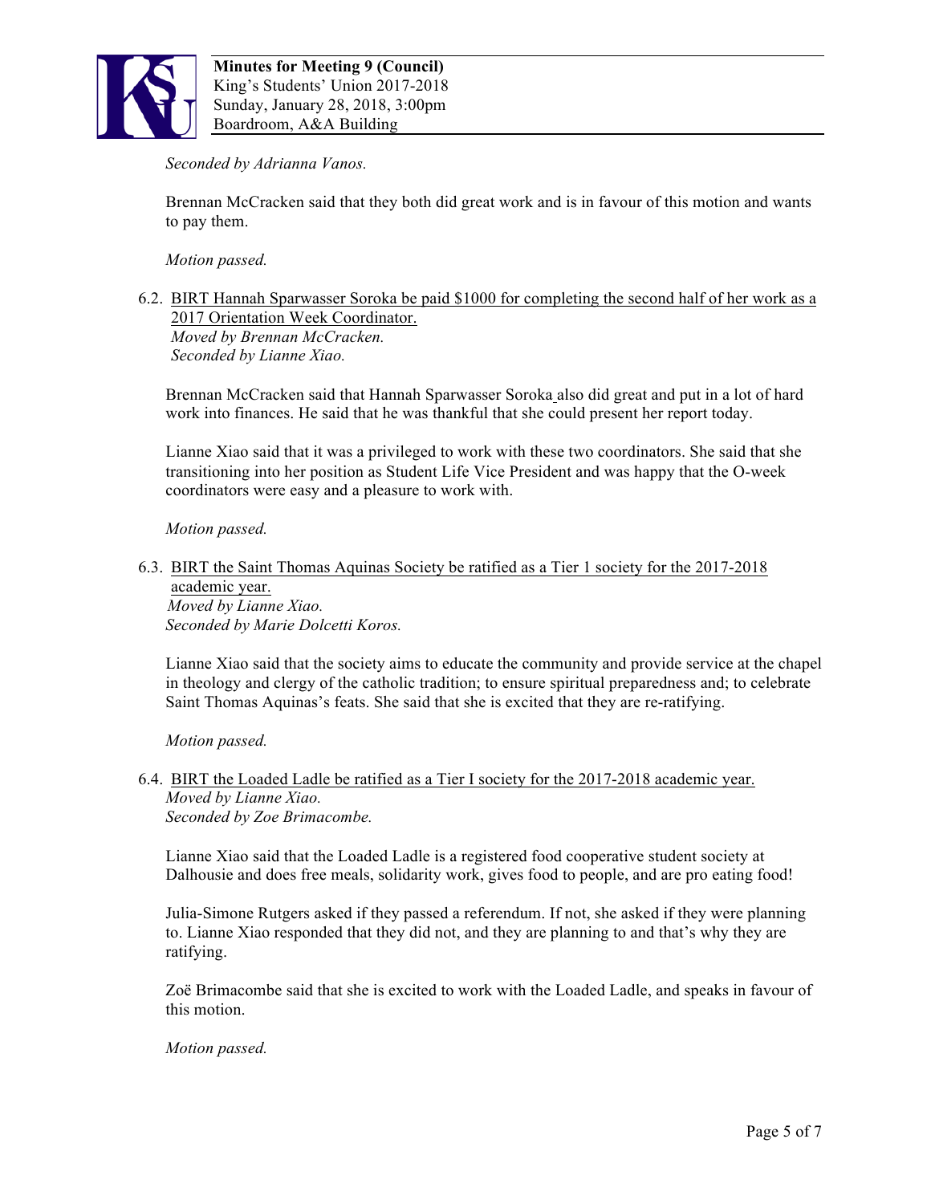*Seconded by Adrianna Vanos.*

Brennan McCracken said that they both did great work and is in favour of this motion and wants to pay them.

*Motion passed.*

6.2. BIRT Hannah Sparwasser Soroka be paid $1000 for completing the second half of her work as a 2017 Orientation Week Coordinator.
*Moved by Brennan McCracken.*
*Seconded by Lianne Xiao.*

Brennan McCracken said that Hannah Sparwasser Soroka also did great and put in a lot of hard work into finances. He said that he was thankful that she could present her report today.

Lianne Xiao said that it was a privileged to work with these two coordinators. She said that she transitioning into her position as Student Life Vice President and was happy that the O-week coordinators were easy and a pleasure to work with.

*Motion passed.*

6.3. BIRT the Saint Thomas Aquinas Society be ratified as a Tier 1 society for the 2017-2018 academic year.
*Moved by Lianne Xiao.*
*Seconded by Marie Dolcetti Koros.*

Lianne Xiao said that the society aims to educate the community and provide service at the chapel in theology and clergy of the catholic tradition; to ensure spiritual preparedness and; to celebrate Saint Thomas Aquinas's feats. She said that she is excited that they are re-ratifying.

*Motion passed.*

6.4. BIRT the Loaded Ladle be ratified as a Tier I society for the 2017-2018 academic year.
*Moved by Lianne Xiao.*
*Seconded by Zoe Brimacombe.*

Lianne Xiao said that the Loaded Ladle is a registered food cooperative student society at Dalhousie and does free meals, solidarity work, gives food to people, and are pro eating food!

Julia-Simone Rutgers asked if they passed a referendum. If not, she asked if they were planning to. Lianne Xiao responded that they did not, and they are planning to and that's why they are ratifying.

Zoë Brimacombe said that she is excited to work with the Loaded Ladle, and speaks in favour of this motion.

*Motion passed.*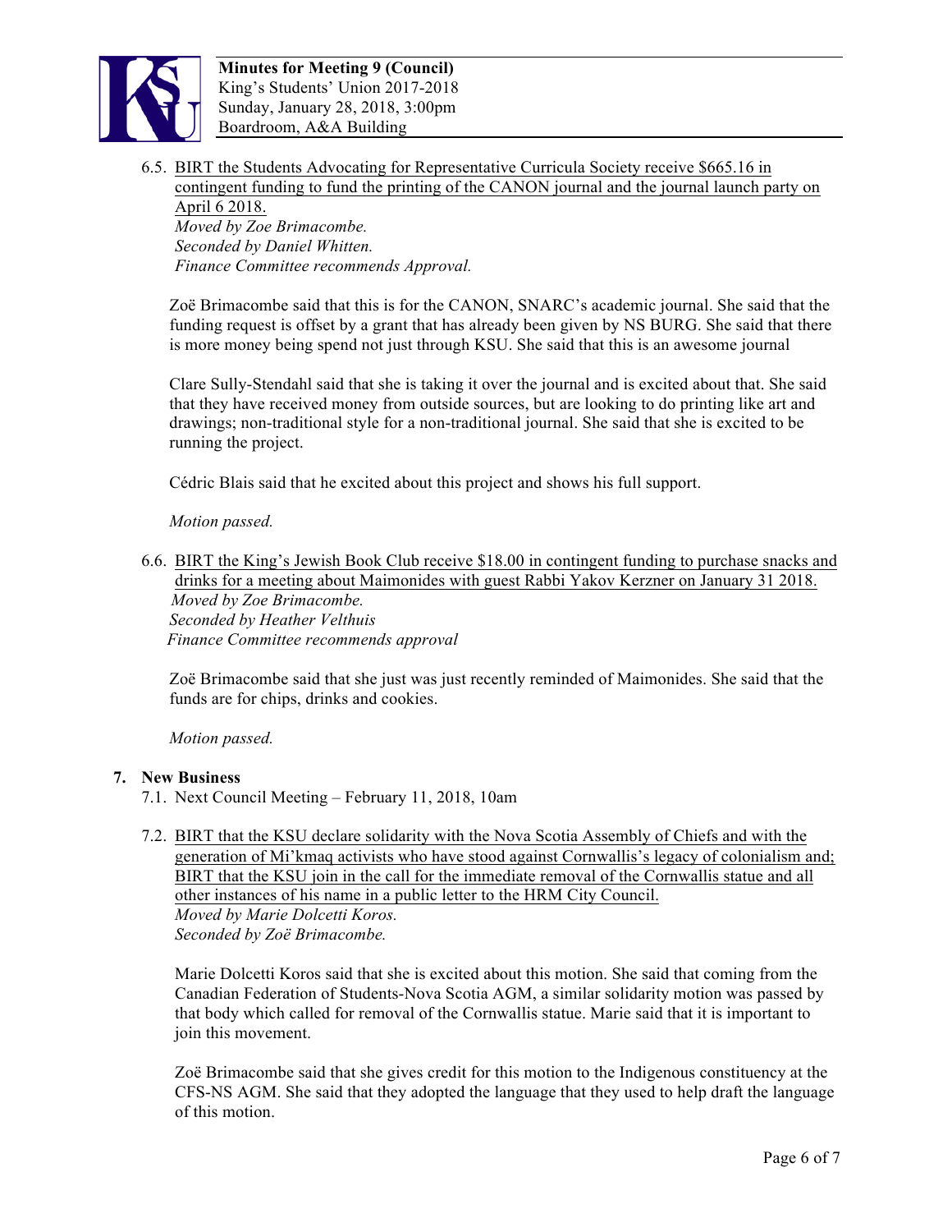6.5. BIRT the Students Advocating for Representative Curricula Society receive $665.16 in contingent funding to fund the printing of the CANON journal and the journal launch party on April 6 2018.
*Moved by Zoe Brimacombe.*
*Seconded by Daniel Whitten.*
*Finance Committee recommends Approval.*

Zoë Brimacombe said that this is for the CANON, SNARC's academic journal. She said that the funding request is offset by a grant that has already been given by NS BURG. She said that there is more money being spend not just through KSU. She said that this is an awesome journal

Clare Sully-Stendahl said that she is taking it over the journal and is excited about that. She said that they have received money from outside sources, but are looking to do printing like art and drawings; non-traditional style for a non-traditional journal. She said that she is excited to be running the project.

Cédric Blais said that he excited about this project and shows his full support.

*Motion passed.*

6.6. BIRT the King's Jewish Book Club receive $18.00 in contingent funding to purchase snacks and drinks for a meeting about Maimonides with guest Rabbi Yakov Kerzner on January 31 2018.
*Moved by Zoe Brimacombe.*
*Seconded by Heather Velthuis*
*Finance Committee recommends approval*

Zoë Brimacombe said that she just was just recently reminded of Maimonides. She said that the funds are for chips, drinks and cookies.

*Motion passed.*

## 7. New Business

7.1. Next Council Meeting – February 11, 2018, 10am

7.2. BIRT that the KSU declare solidarity with the Nova Scotia Assembly of Chiefs and with the generation of Mi'kmaq activists who have stood against Cornwallis's legacy of colonialism and; BIRT that the KSU join in the call for the immediate removal of the Cornwallis statue and all other instances of his name in a public letter to the HRM City Council.
*Moved by Marie Dolcetti Koros.*
*Seconded by Zoë Brimacombe.*

Marie Dolcetti Koros said that she is excited about this motion. She said that coming from the Canadian Federation of Students-Nova Scotia AGM, a similar solidarity motion was passed by that body which called for removal of the Cornwallis statue. Marie said that it is important to join this movement.

Zoë Brimacombe said that she gives credit for this motion to the Indigenous constituency at the CFS-NS AGM. She said that they adopted the language that they used to help draft the language of this motion.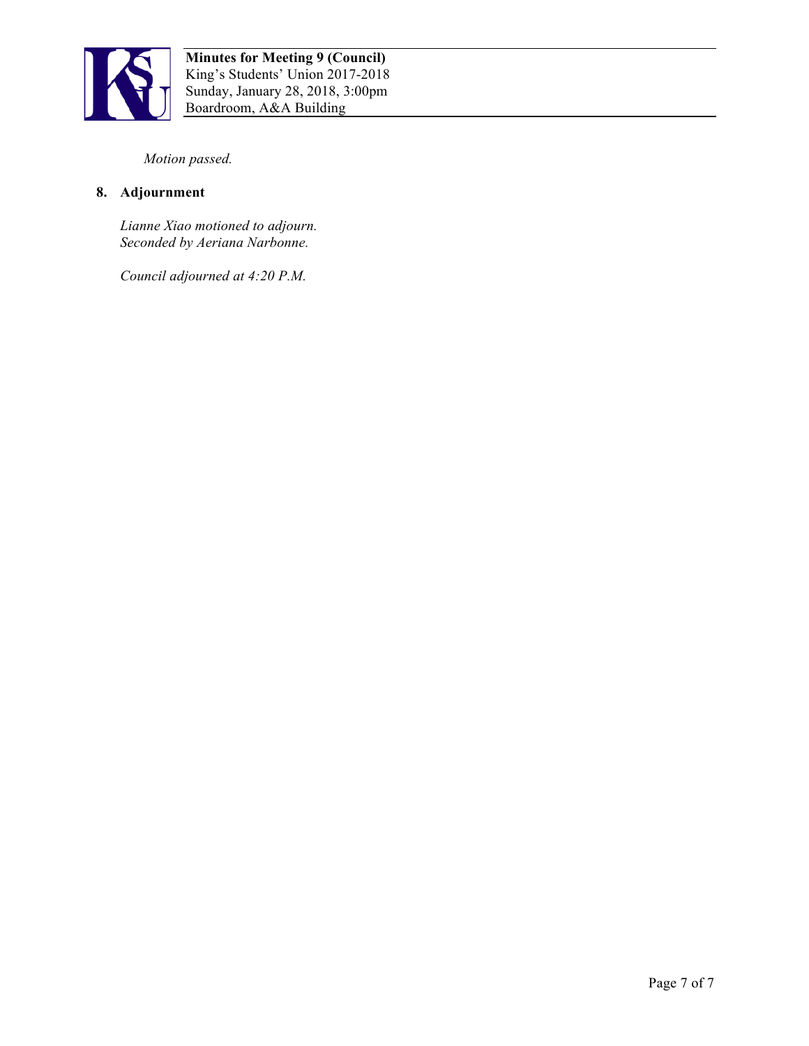*Motion passed.*

## 8. Adjournment

*Lianne Xiao motioned to adjourn.*
*Seconded by Aeriana Narbonne.*

*Council adjourned at 4:20 P.M.*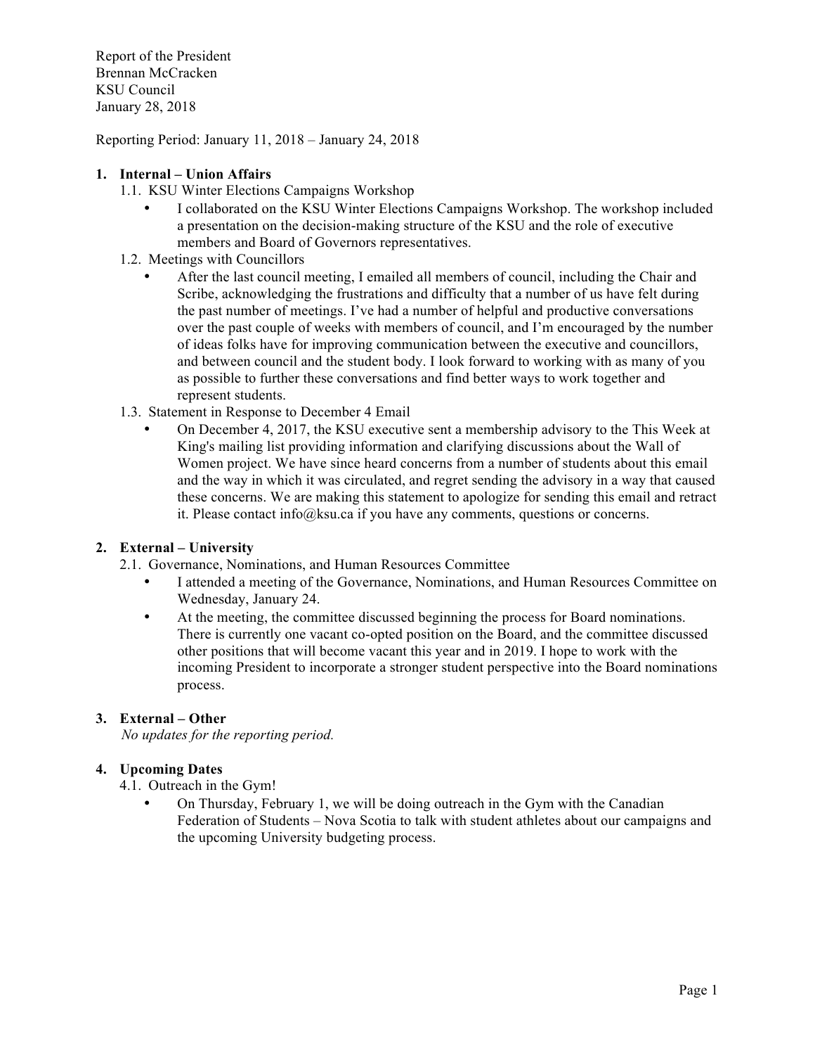Report of the President
Brennan McCracken
KSU Council
January 28, 2018

Reporting Period: January 11, 2018 – January 24, 2018

## 1. Internal – Union Affairs

### 1.1. KSU Winter Elections Campaigns Workshop

- I collaborated on the KSU Winter Elections Campaigns Workshop. The workshop included a presentation on the decision-making structure of the KSU and the role of executive members and Board of Governors representatives.

### 1.2. Meetings with Councillors

- After the last council meeting, I emailed all members of council, including the Chair and Scribe, acknowledging the frustrations and difficulty that a number of us have felt during the past number of meetings. I've had a number of helpful and productive conversations over the past couple of weeks with members of council, and I'm encouraged by the number of ideas folks have for improving communication between the executive and councillors, and between council and the student body. I look forward to working with as many of you as possible to further these conversations and find better ways to work together and represent students.

### 1.3. Statement in Response to December 4 Email

- On December 4, 2017, the KSU executive sent a membership advisory to the This Week at King's mailing list providing information and clarifying discussions about the Wall of Women project. We have since heard concerns from a number of students about this email and the way in which it was circulated, and regret sending the advisory in a way that caused these concerns. We are making this statement to apologize for sending this email and retract it. Please contact info@ksu.ca if you have any comments, questions or concerns.

## 2. External – University

### 2.1. Governance, Nominations, and Human Resources Committee

- I attended a meeting of the Governance, Nominations, and Human Resources Committee on Wednesday, January 24.
- At the meeting, the committee discussed beginning the process for Board nominations. There is currently one vacant co-opted position on the Board, and the committee discussed other positions that will become vacant this year and in 2019. I hope to work with the incoming President to incorporate a stronger student perspective into the Board nominations process.

## 3. External – Other

*No updates for the reporting period.*

## 4. Upcoming Dates

### 4.1. Outreach in the Gym!

- On Thursday, February 1, we will be doing outreach in the Gym with the Canadian Federation of Students – Nova Scotia to talk with student athletes about our campaigns and the upcoming University budgeting process.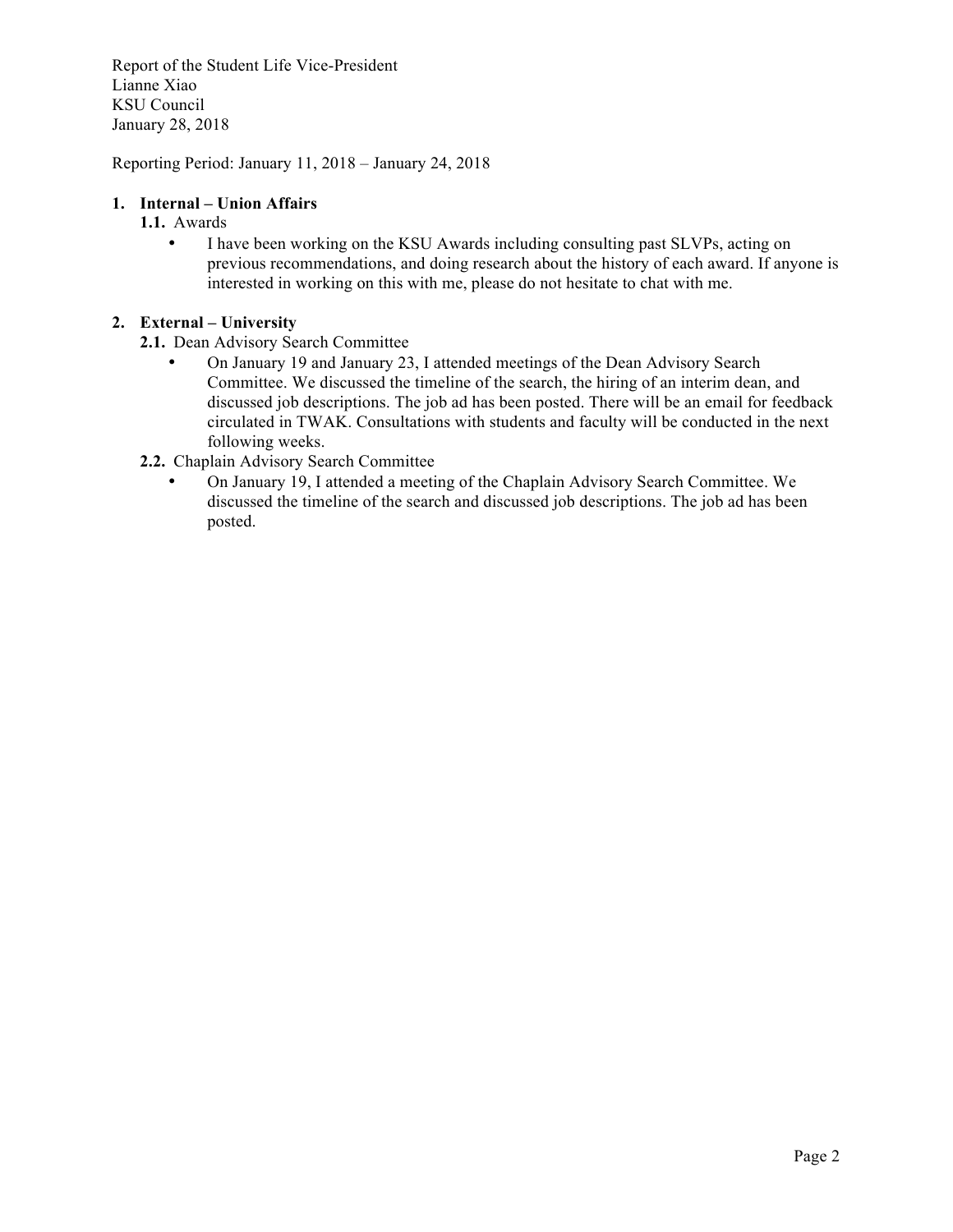Report of the Student Life Vice-President
Lianne Xiao
KSU Council
January 28, 2018

Reporting Period: January 11, 2018 – January 24, 2018

**1. Internal – Union Affairs**

**1.1.** Awards

- I have been working on the KSU Awards including consulting past SLVPs, acting on previous recommendations, and doing research about the history of each award. If anyone is interested in working on this with me, please do not hesitate to chat with me.

**2. External – University**

**2.1.** Dean Advisory Search Committee

- On January 19 and January 23, I attended meetings of the Dean Advisory Search Committee. We discussed the timeline of the search, the hiring of an interim dean, and discussed job descriptions. The job ad has been posted. There will be an email for feedback circulated in TWAK. Consultations with students and faculty will be conducted in the next following weeks.

**2.2.** Chaplain Advisory Search Committee

- On January 19, I attended a meeting of the Chaplain Advisory Search Committee. We discussed the timeline of the search and discussed job descriptions. The job ad has been posted.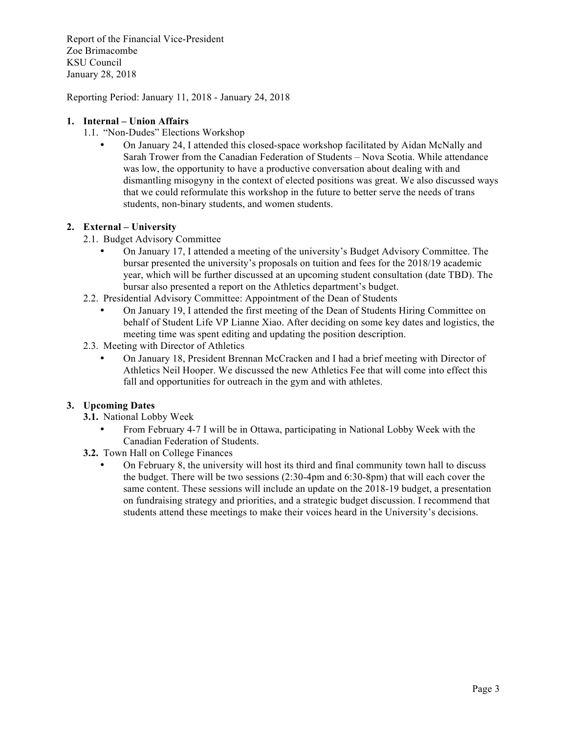Report of the Financial Vice-President
Zoe Brimacombe
KSU Council
January 28, 2018

Reporting Period: January 11, 2018 - January 24, 2018

1. **Internal – Union Affairs**
   1.1. "Non-Dudes" Elections Workshop
   - On January 24, I attended this closed-space workshop facilitated by Aidan McNally and Sarah Trower from the Canadian Federation of Students – Nova Scotia. While attendance was low, the opportunity to have a productive conversation about dealing with and dismantling misogyny in the context of elected positions was great. We also discussed ways that we could reformulate this workshop in the future to better serve the needs of trans students, non-binary students, and women students.

2. **External – University**
   2.1. Budget Advisory Committee
   - On January 17, I attended a meeting of the university's Budget Advisory Committee. The bursar presented the university's proposals on tuition and fees for the 2018/19 academic year, which will be further discussed at an upcoming student consultation (date TBD). The bursar also presented a report on the Athletics department's budget.

   2.2. Presidential Advisory Committee: Appointment of the Dean of Students
   - On January 19, I attended the first meeting of the Dean of Students Hiring Committee on behalf of Student Life VP Lianne Xiao. After deciding on some key dates and logistics, the meeting time was spent editing and updating the position description.

   2.3. Meeting with Director of Athletics
   - On January 18, President Brennan McCracken and I had a brief meeting with Director of Athletics Neil Hooper. We discussed the new Athletics Fee that will come into effect this fall and opportunities for outreach in the gym and with athletes.

3. **Upcoming Dates**
   **3.1.** National Lobby Week
   - From February 4-7 I will be in Ottawa, participating in National Lobby Week with the Canadian Federation of Students.

   **3.2.** Town Hall on College Finances
   - On February 8, the university will host its third and final community town hall to discuss the budget. There will be two sessions (2:30-4pm and 6:30-8pm) that will each cover the same content. These sessions will include an update on the 2018-19 budget, a presentation on fundraising strategy and priorities, and a strategic budget discussion. I recommend that students attend these meetings to make their voices heard in the University's decisions.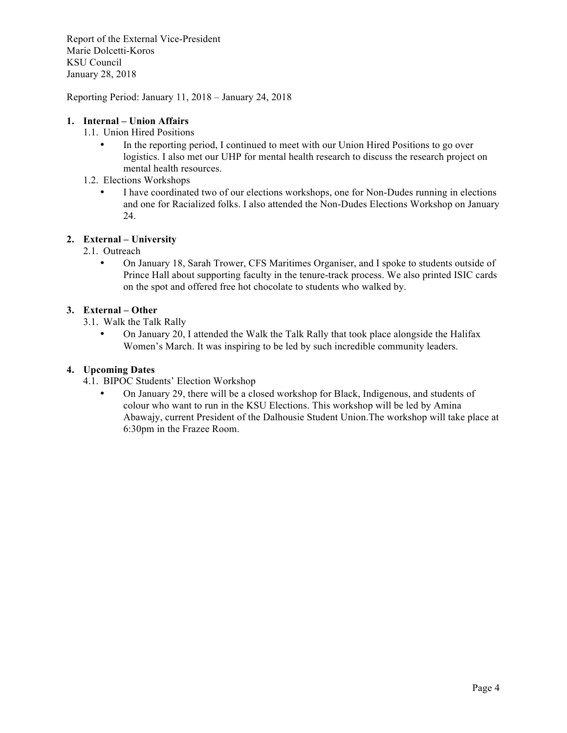Report of the External Vice-President
Marie Dolcetti-Koros
KSU Council
January 28, 2018

Reporting Period: January 11, 2018 – January 24, 2018

1. **Internal – Union Affairs**
   1.1. Union Hired Positions
   - In the reporting period, I continued to meet with our Union Hired Positions to go over logistics. I also met our UHP for mental health research to discuss the research project on mental health resources.

   1.2. Elections Workshops
   - I have coordinated two of our elections workshops, one for Non-Dudes running in elections and one for Racialized folks. I also attended the Non-Dudes Elections Workshop on January 24.

2. **External – University**
   2.1. Outreach
   - On January 18, Sarah Trower, CFS Maritimes Organiser, and I spoke to students outside of Prince Hall about supporting faculty in the tenure-track process. We also printed ISIC cards on the spot and offered free hot chocolate to students who walked by.

3. **External – Other**
   3.1. Walk the Talk Rally
   - On January 20, I attended the Walk the Talk Rally that took place alongside the Halifax Women's March. It was inspiring to be led by such incredible community leaders.

4. **Upcoming Dates**
   4.1. BIPOC Students' Election Workshop
   - On January 29, there will be a closed workshop for Black, Indigenous, and students of colour who want to run in the KSU Elections. This workshop will be led by Amina Abawajy, current President of the Dalhousie Student Union.The workshop will take place at 6:30pm in the Frazee Room.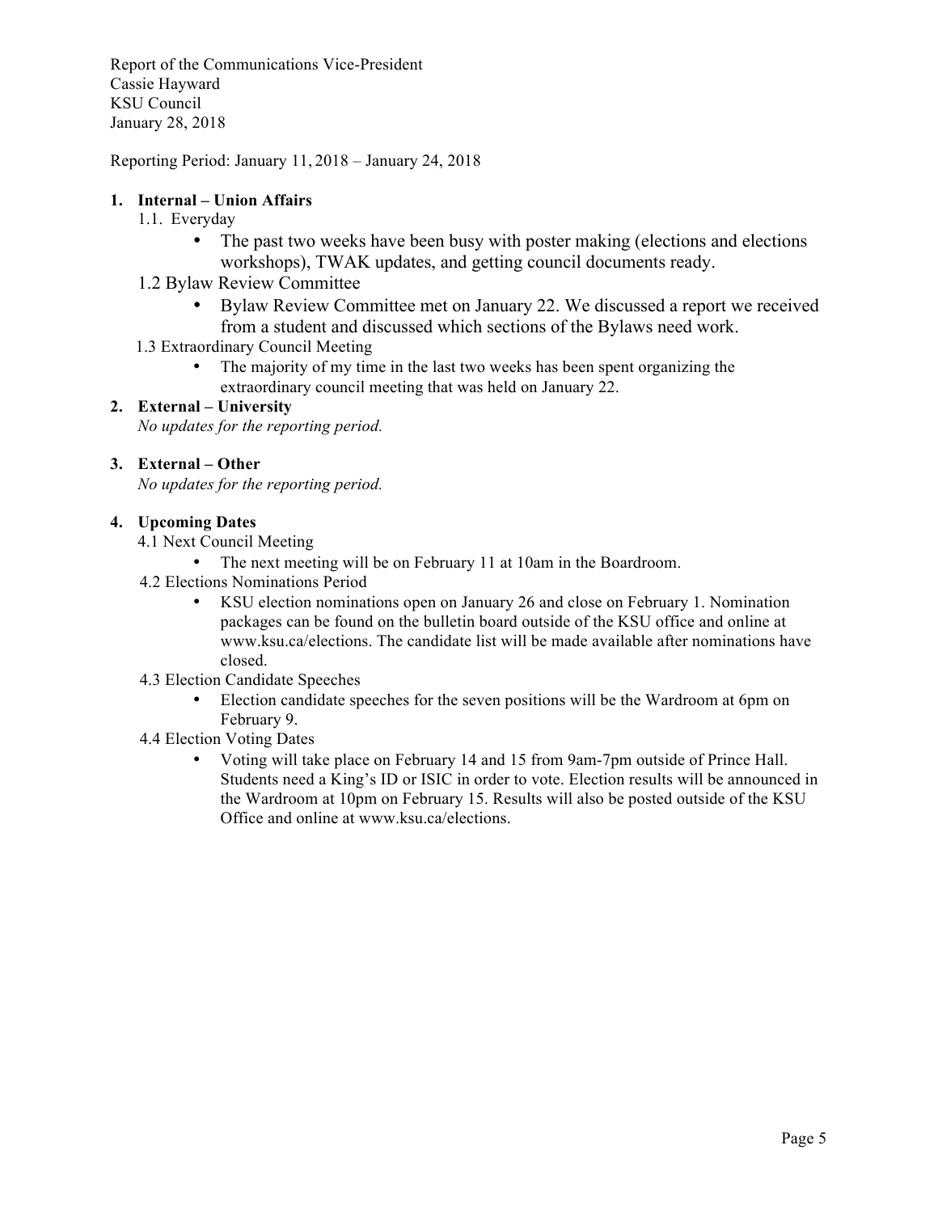Report of the Communications Vice-President
Cassie Hayward
KSU Council
January 28, 2018

Reporting Period: January 11, 2018 – January 24, 2018

1. **Internal – Union Affairs**
   1.1. Everyday
   - The past two weeks have been busy with poster making (elections and elections workshops), TWAK updates, and getting council documents ready.

   1.2 Bylaw Review Committee
   - Bylaw Review Committee met on January 22. We discussed a report we received from a student and discussed which sections of the Bylaws need work.

   1.3 Extraordinary Council Meeting
   - The majority of my time in the last two weeks has been spent organizing the extraordinary council meeting that was held on January 22.

2. **External – University**
   *No updates for the reporting period.*

3. **External – Other**
   *No updates for the reporting period.*

4. **Upcoming Dates**
   4.1 Next Council Meeting
   - The next meeting will be on February 11 at 10am in the Boardroom.

   4.2 Elections Nominations Period
   - KSU election nominations open on January 26 and close on February 1. Nomination packages can be found on the bulletin board outside of the KSU office and online at www.ksu.ca/elections. The candidate list will be made available after nominations have closed.

   4.3 Election Candidate Speeches
   - Election candidate speeches for the seven positions will be the Wardroom at 6pm on February 9.

   4.4 Election Voting Dates
   - Voting will take place on February 14 and 15 from 9am-7pm outside of Prince Hall. Students need a King's ID or ISIC in order to vote. Election results will be announced in the Wardroom at 10pm on February 15. Results will also be posted outside of the KSU Office and online at www.ksu.ca/elections.